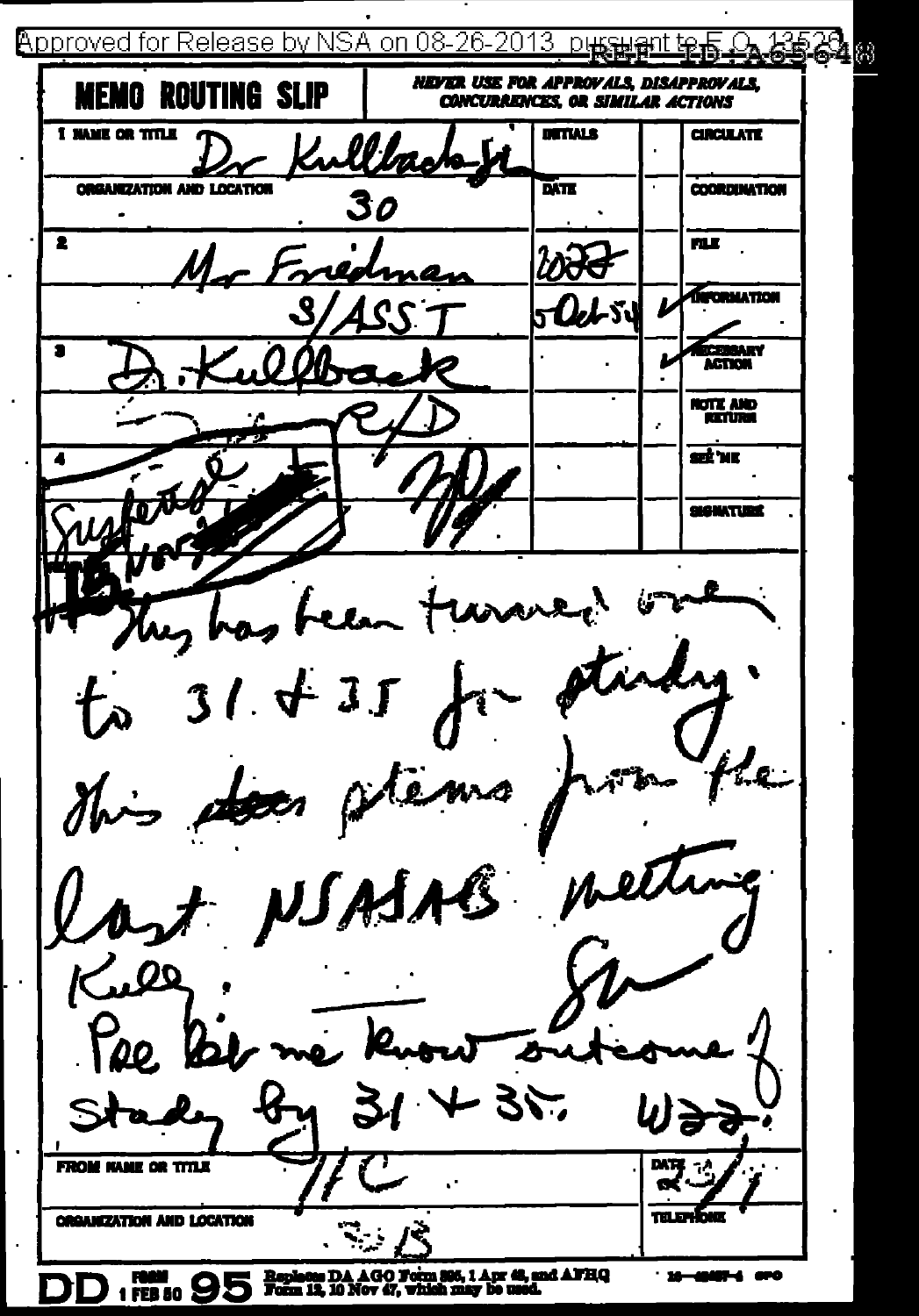Approved for Release by NSA on 08-26-2013 pursuant to E.O. 13526 REF ID:A65648

| MEMO ROUTING SLIP | NEVER USE FOR APPROVALS, DISAPPROVALS, CONCURRENCES, OR SIMILAR ACTIONS | | |
|---|---|---|---|
| 1 NAME OR TITLE: Dr Kullback Jr | INITIALS | | CIRCULATE |
| ORGANIZATION AND LOCATION: 30 | DATE | | COORDINATION |
| 2 Mr Friedman | WFF | | FILE |
| S/ASST | 5 Oct 54 | ✓ | INFORMATION |
| 3 D. Kullback | | ✓ | NECESSARY ACTION |
| C/D | | | NOTE AND RETURN |
| 4 | | | SEE ME |
| | | | SIGNATURE |

This has been turned over to 31 & 35 for study. This stems from the last NSASAB meeting

Kull:
Pse let me know outcome of study by 31 + 35. WFF

| FROM NAME OR TITLE | DATE |
|---|---|
| | |
| ORGANIZATION AND LOCATION | TELEPHONE |

DD FORM 1 FEB 50 95 Replaces DA AGO Form 895, 1 Apr 48, and AFHQ Form 12, 10 Nov 47, which may be used.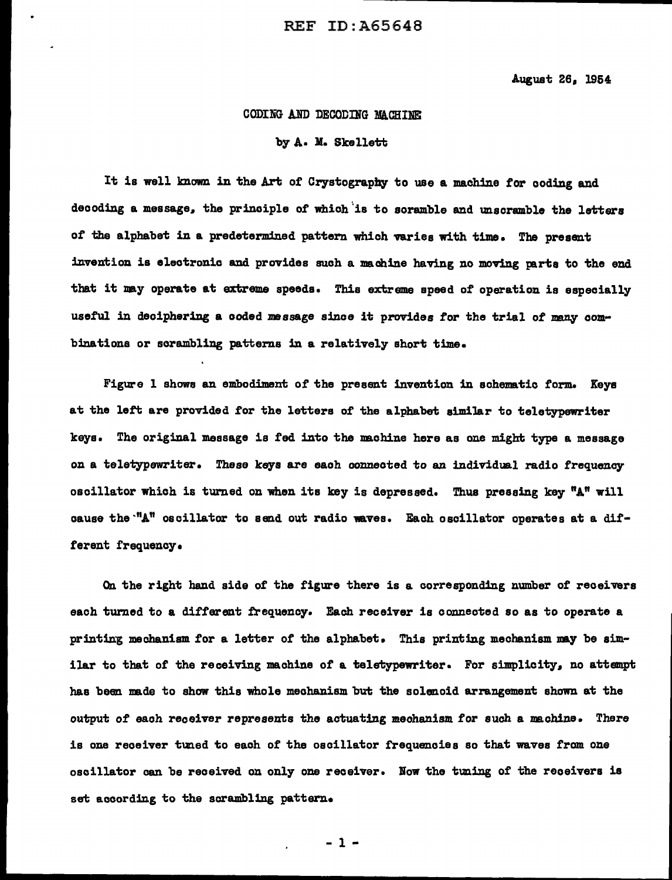August 26, 1954

# CODING AND DECODING MACHINE

by A. M. Skellett

It is well known in the Art of Crystography to use a machine for coding and decoding a message, the principle of which is to scramble and unscramble the letters of the alphabet in a predetermined pattern which varies with time. The present invention is electronic and provides such a machine having no moving parts to the end that it may operate at extreme speeds. This extreme speed of operation is especially useful in deciphering a coded message since it provides for the trial of many combinations or scrambling patterns in a relatively short time.

Figure 1 shows an embodiment of the present invention in schematic form. Keys at the left are provided for the letters of the alphabet similar to teletypewriter keys. The original message is fed into the machine here as one might type a message on a teletypewriter. These keys are each connected to an individual radio frequency oscillator which is turned on when its key is depressed. Thus pressing key "A" will cause the "A" oscillator to send out radio waves. Each oscillator operates at a different frequency.

On the right hand side of the figure there is a corresponding number of receivers each turned to a different frequency. Each receiver is connected so as to operate a printing mechanism for a letter of the alphabet. This printing mechanism may be similar to that of the receiving machine of a teletypewriter. For simplicity, no attempt has been made to show this whole mechanism but the solenoid arrangement shown at the output of each receiver represents the actuating mechanism for such a machine. There is one receiver tuned to each of the oscillator frequencies so that waves from one oscillator can be received on only one receiver. Now the tuning of the receivers is set according to the scrambling pattern.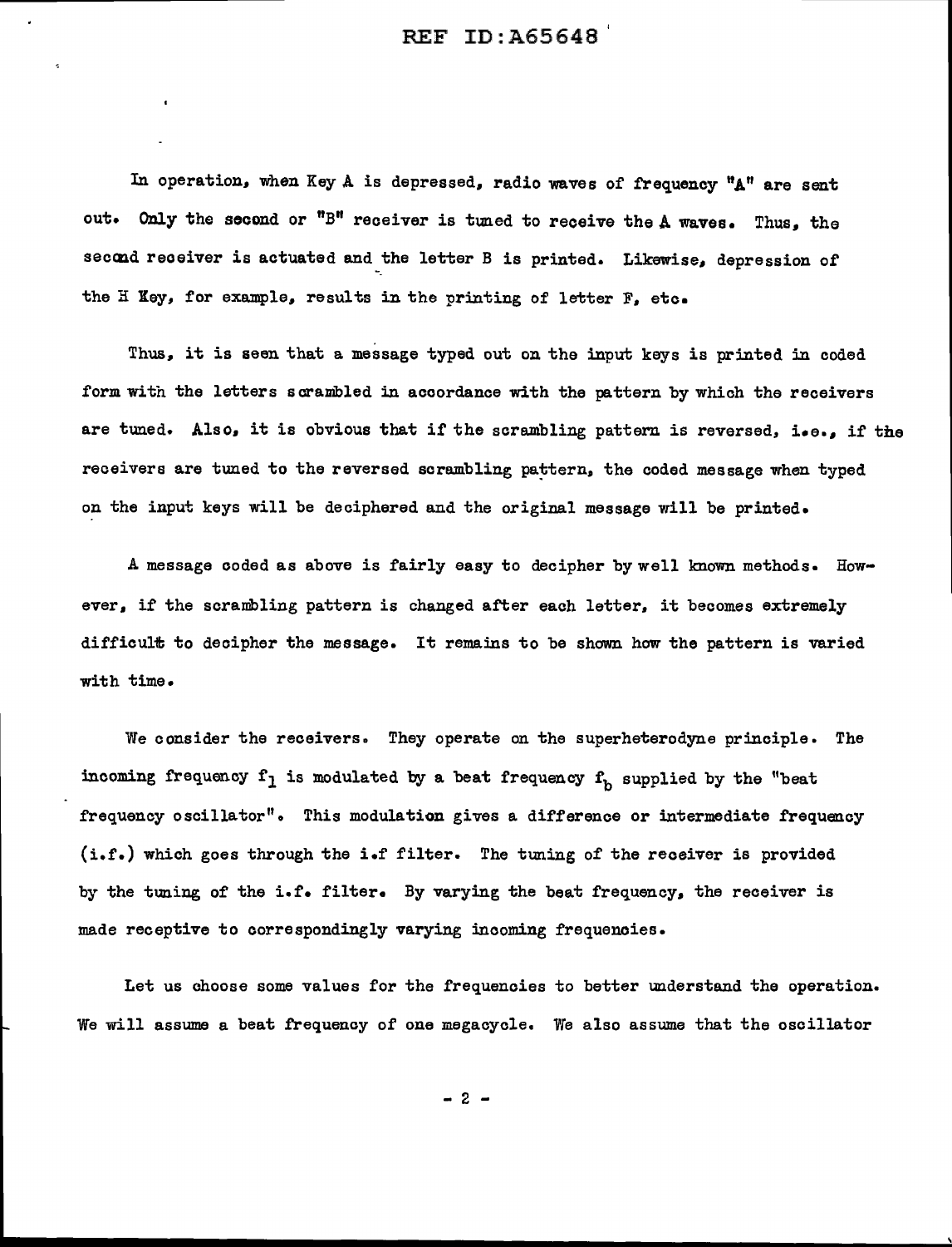In operation, when Key A is depressed, radio waves of frequency "A" are sent out. Only the second or "B" receiver is tuned to receive the A waves. Thus, the second receiver is actuated and the letter B is printed. Likewise, depression of the H Key, for example, results in the printing of letter F, etc.

Thus, it is seen that a message typed out on the input keys is printed in coded form with the letters scrambled in accordance with the pattern by which the receivers are tuned. Also, it is obvious that if the scrambling pattern is reversed, i.e., if the receivers are tuned to the reversed scrambling pattern, the coded message when typed on the input keys will be deciphered and the original message will be printed.

A message coded as above is fairly easy to decipher by well known methods. However, if the scrambling pattern is changed after each letter, it becomes extremely difficult to decipher the message. It remains to be shown how the pattern is varied with time.

We consider the receivers. They operate on the superheterodyne principle. The incoming frequency $f_1$ is modulated by a beat frequency $f_b$ supplied by the "beat frequency oscillator". This modulation gives a difference or intermediate frequency (i.f.) which goes through the i.f filter. The tuning of the receiver is provided by the tuning of the i.f. filter. By varying the beat frequency, the receiver is made receptive to correspondingly varying incoming frequencies.

Let us choose some values for the frequencies to better understand the operation. We will assume a beat frequency of one megacycle. We also assume that the oscillator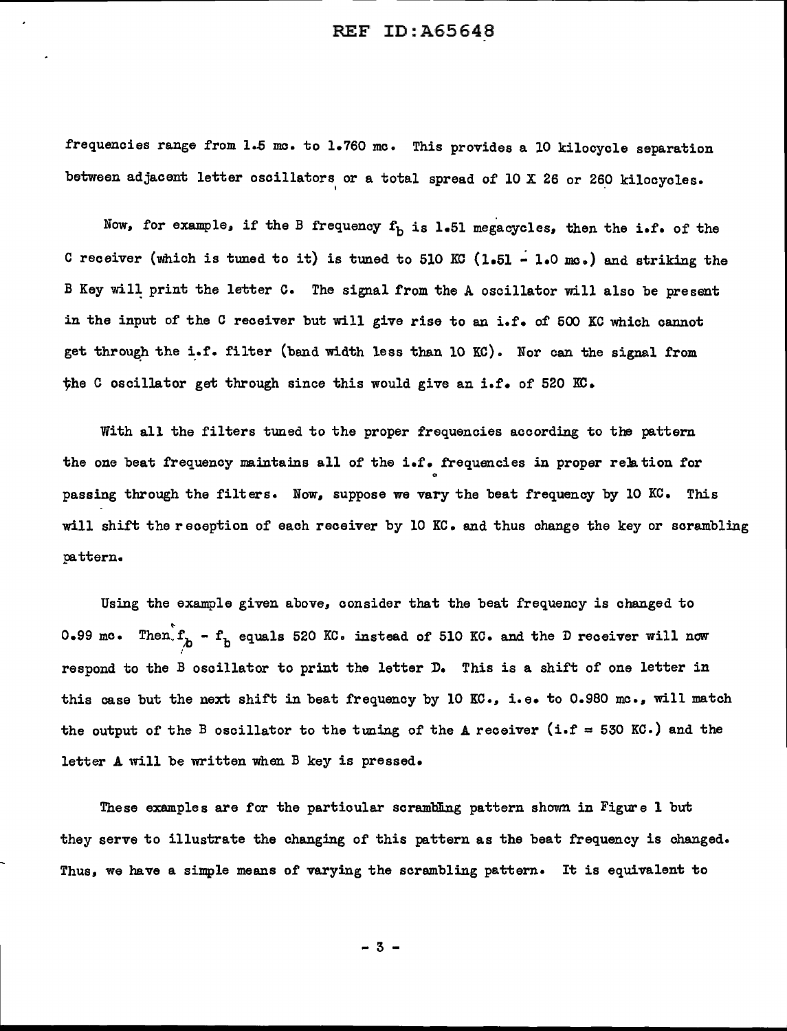frequencies range from 1.5 mc. to 1.760 mc. This provides a 10 kilocycle separation between adjacent letter oscillators or a total spread of 10 X 26 or 260 kilocycles.

Now, for example, if the B frequency $f_b$ is 1.51 megacycles, then the i.f. of the C receiver (which is tuned to it) is tuned to 510 KC (1.51 - 1.0 mc.) and striking the B Key will print the letter C. The signal from the A oscillator will also be present in the input of the C receiver but will give rise to an i.f. of 500 KC which cannot get through the i.f. filter (band width less than 10 KC). Nor can the signal from the C oscillator get through since this would give an i.f. of 520 KC.

With all the filters tuned to the proper frequencies according to the pattern the one beat frequency maintains all of the i.f. frequencies in proper relation for passing through the filters. Now, suppose we vary the beat frequency by 10 KC. This will shift the reception of each receiver by 10 KC. and thus change the key or scrambling pattern.

Using the example given above, consider that the beat frequency is changed to 0.99 mc. Then $f_b - f_b$ equals 520 KC. instead of 510 KC. and the D receiver will now respond to the B oscillator to print the letter D. This is a shift of one letter in this case but the next shift in beat frequency by 10 KC., i.e. to 0.980 mc., will match the output of the B oscillator to the tuning of the A receiver (i.f = 530 KC.) and the letter A will be written when B key is pressed.

These examples are for the particular scrambling pattern shown in Figure 1 but they serve to illustrate the changing of this pattern as the beat frequency is changed. Thus, we have a simple means of varying the scrambling pattern. It is equivalent to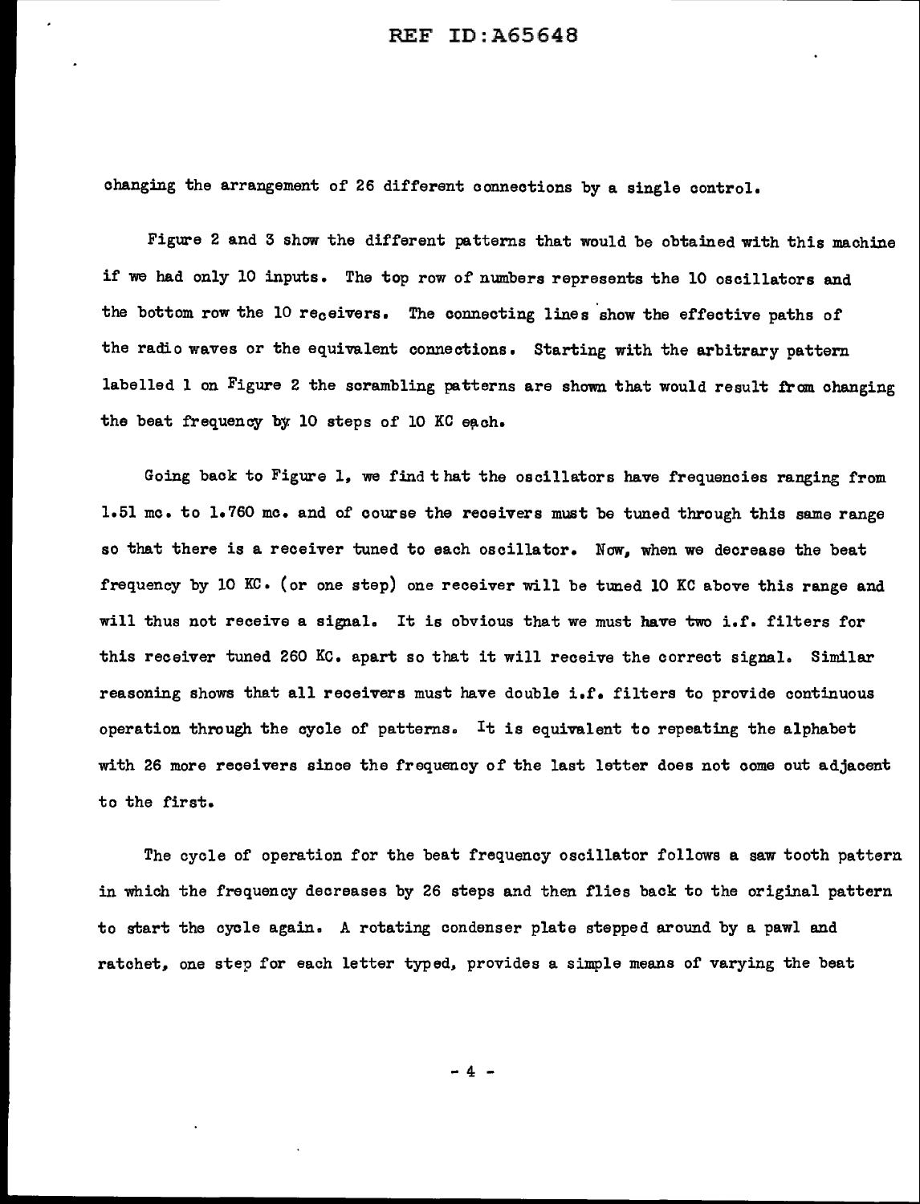changing the arrangement of 26 different connections by a single control.

Figure 2 and 3 show the different patterns that would be obtained with this machine if we had only 10 inputs. The top row of numbers represents the 10 oscillators and the bottom row the 10 receivers. The connecting lines show the effective paths of the radio waves or the equivalent connections. Starting with the arbitrary pattern labelled 1 on Figure 2 the scrambling patterns are shown that would result from changing the beat frequency by 10 steps of 10 KC each.

Going back to Figure 1, we find that the oscillators have frequencies ranging from 1.51 mc. to 1.760 mc. and of course the receivers must be tuned through this same range so that there is a receiver tuned to each oscillator. Now, when we decrease the beat frequency by 10 KC. (or one step) one receiver will be tuned 10 KC above this range and will thus not receive a signal. It is obvious that we must have two i.f. filters for this receiver tuned 260 KC. apart so that it will receive the correct signal. Similar reasoning shows that all receivers must have double i.f. filters to provide continuous operation through the cycle of patterns. It is equivalent to repeating the alphabet with 26 more receivers since the frequency of the last letter does not come out adjacent to the first.

The cycle of operation for the beat frequency oscillator follows a saw tooth pattern in which the frequency decreases by 26 steps and then flies back to the original pattern to start the cycle again. A rotating condenser plate stepped around by a pawl and ratchet, one step for each letter typed, provides a simple means of varying the beat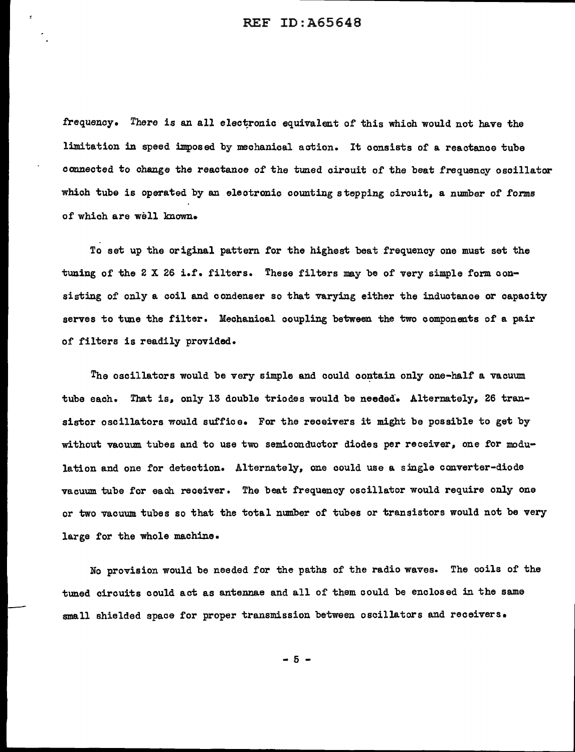frequency. There is an all electronic equivalent of this which would not have the limitation in speed imposed by mechanical action. It consists of a reactance tube connected to change the reactance of the tuned circuit of the beat frequency oscillator which tube is operated by an electronic counting stepping circuit, a number of forms of which are well known.

To set up the original pattern for the highest beat frequency one must set the tuning of the 2 X 26 i.f. filters. These filters may be of very simple form consisting of only a coil and condenser so that varying either the inductance or capacity serves to tune the filter. Mechanical coupling between the two components of a pair of filters is readily provided.

The oscillators would be very simple and could contain only one-half a vacuum tube each. That is, only 13 double triodes would be needed. Alternately, 26 transistor oscillators would suffice. For the receivers it might be possible to get by without vacuum tubes and to use two semiconductor diodes per receiver, one for modulation and one for detection. Alternately, one could use a single converter-diode vacuum tube for each receiver. The beat frequency oscillator would require only one or two vacuum tubes so that the total number of tubes or transistors would not be very large for the whole machine.

No provision would be needed for the paths of the radio waves. The coils of the tuned circuits could act as antennae and all of them could be enclosed in the same small shielded space for proper transmission between oscillators and receivers.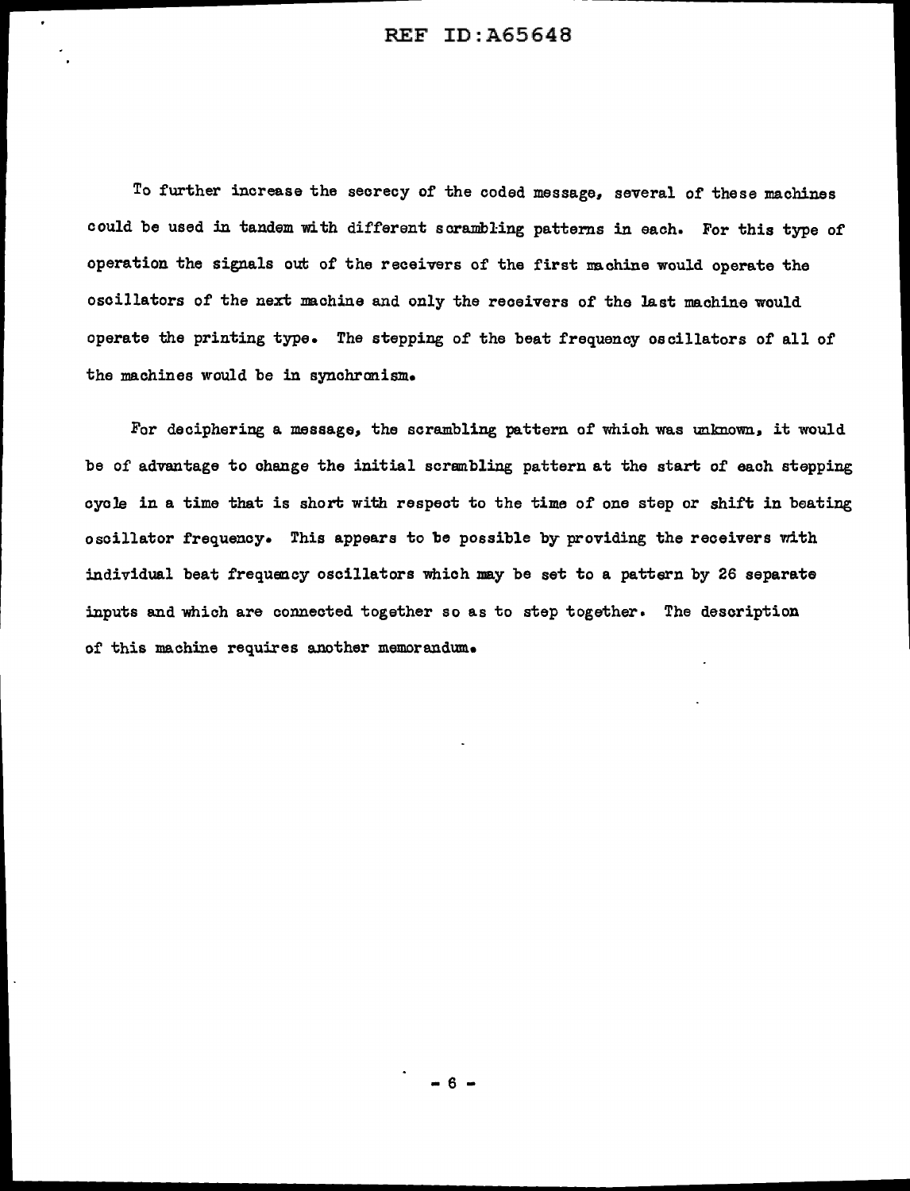To further increase the secrecy of the coded message, several of these machines could be used in tandem with different scrambling patterns in each. For this type of operation the signals out of the receivers of the first machine would operate the oscillators of the next machine and only the receivers of the last machine would operate the printing type. The stepping of the beat frequency oscillators of all of the machines would be in synchronism.

For deciphering a message, the scrambling pattern of which was unknown, it would be of advantage to change the initial scrambling pattern at the start of each stepping cycle in a time that is short with respect to the time of one step or shift in beating oscillator frequency. This appears to be possible by providing the receivers with individual beat frequency oscillators which may be set to a pattern by 26 separate inputs and which are connected together so as to step together. The description of this machine requires another memorandum.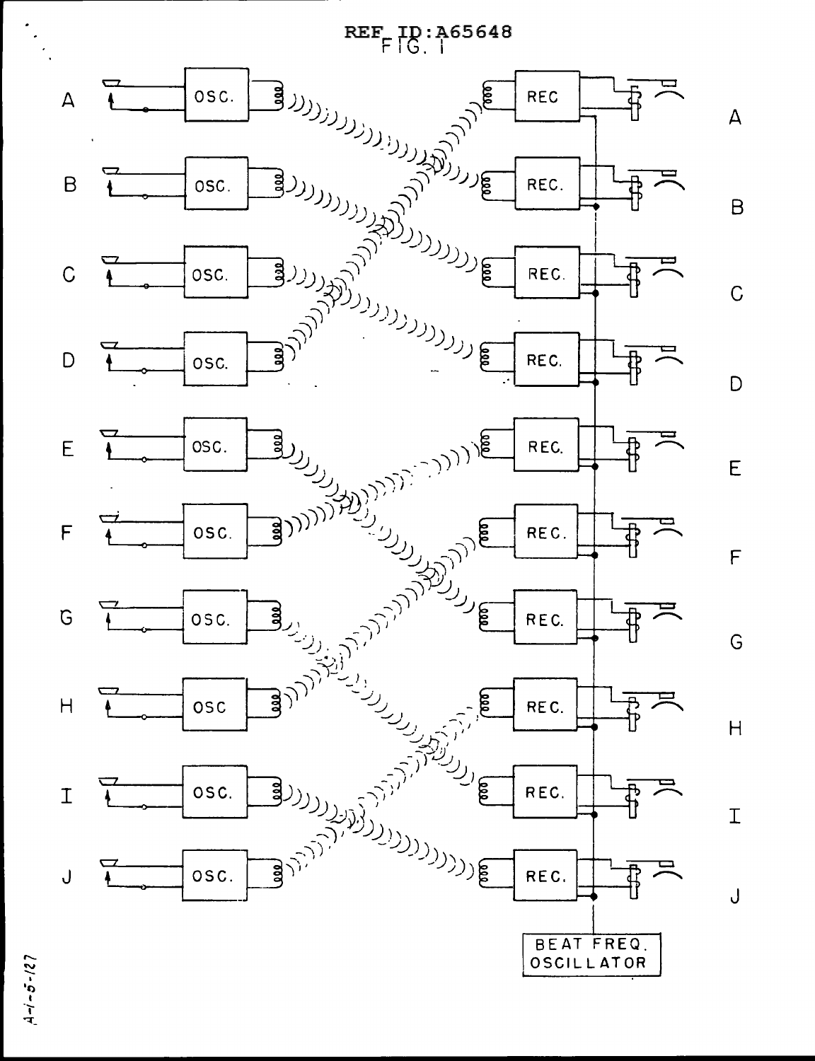FIG. 1

A OSC. — REC A

B OSC. — REC. B

C OSC. — REC. C

D OSC. — REC. D

E OSC. — REC. E

F OSC. — REC. F

G OSC. — REC. G

H OSC — REC. H

I OSC. — REC. I

J OSC. — REC. J

BEAT FREQ. OSCILLATOR

A-1-5-127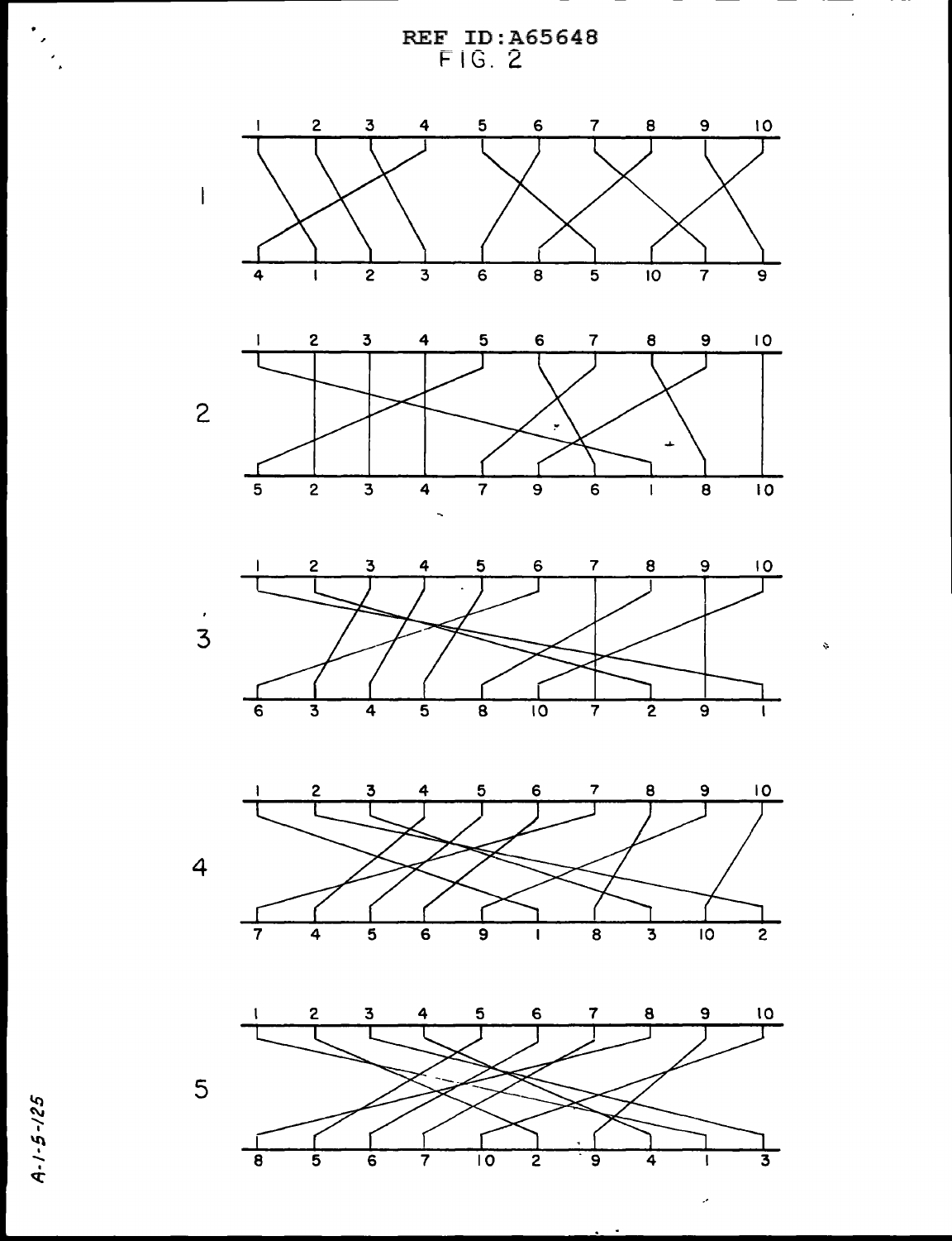REF ID:A65648

FIG. 2

| | 1 | 2 | 3 | 4 | 5 | 6 | 7 | 8 | 9 | 10 |
|---|---|---|---|---|---|---|---|---|---|---|
| 1 | 4 | 1 | 2 | 3 | 6 | 8 | 5 | 10 | 7 | 9 |
| 2 | 5 | 2 | 3 | 4 | 7 | 9 | 6 | 1 | 8 | 10 |
| 3 | 6 | 3 | 4 | 5 | 8 | 10 | 7 | 2 | 9 | 1 |
| 4 | 7 | 4 | 5 | 6 | 9 | 1 | 8 | 3 | 10 | 2 |
| 5 | 8 | 5 | 6 | 7 | 10 | 2 | 9 | 4 | 1 | 3 |

A-1-5-125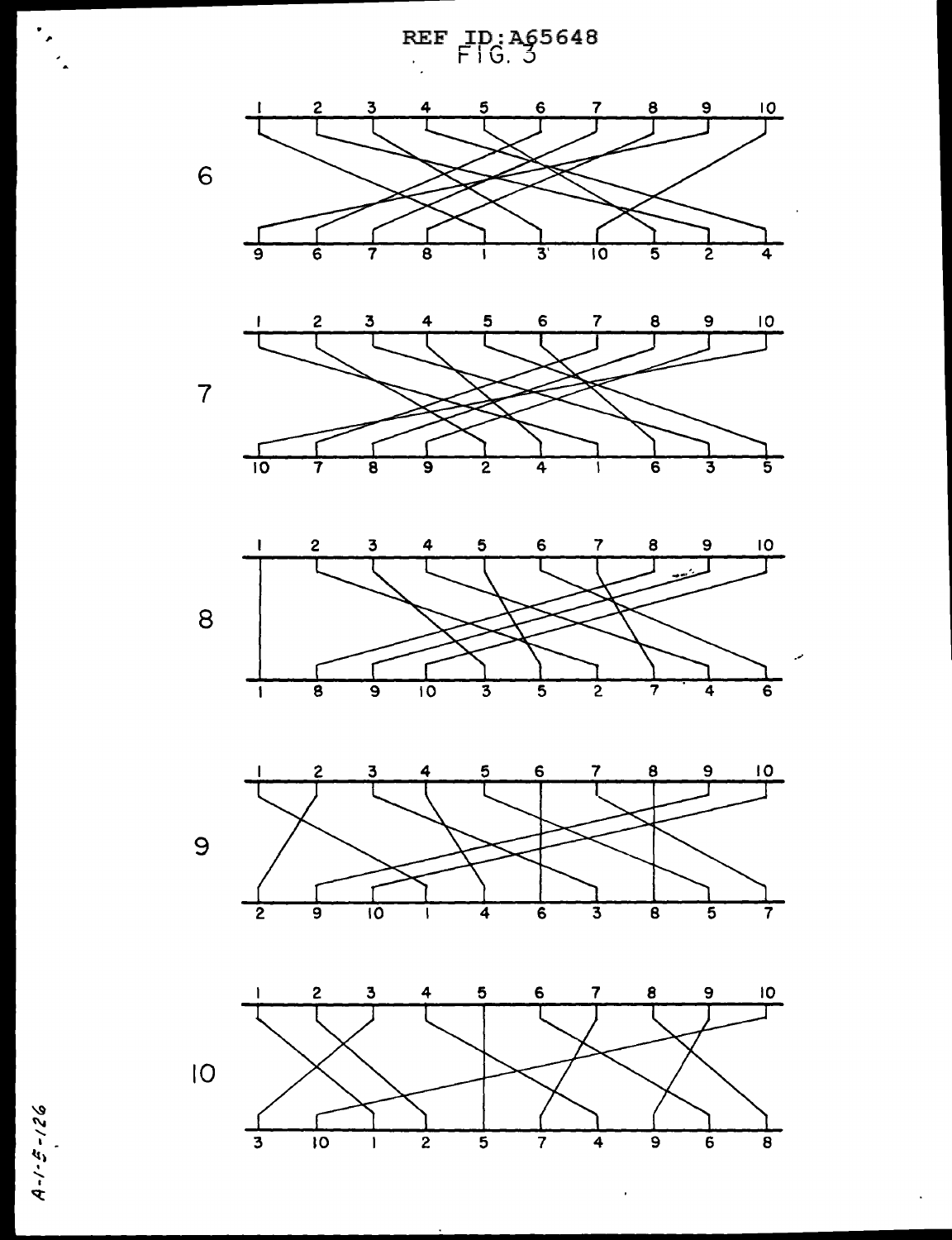FIG. 3

**6**

| 1 | 2 | 3 | 4 | 5 | 6 | 7 | 8 | 9 | 10 |
|---|---|---|---|---|---|---|---|---|---|
| 9 | 6 | 7 | 8 | 1 | 3 | 10 | 5 | 2 | 4 |

**7**

| 1 | 2 | 3 | 4 | 5 | 6 | 7 | 8 | 9 | 10 |
|---|---|---|---|---|---|---|---|---|---|
| 10 | 7 | 8 | 9 | 2 | 4 | 1 | 6 | 3 | 5 |

**8**

| 1 | 2 | 3 | 4 | 5 | 6 | 7 | 8 | 9 | 10 |
|---|---|---|---|---|---|---|---|---|---|
| 1 | 8 | 9 | 10 | 3 | 5 | 2 | 7 | 4 | 6 |

**9**

| 1 | 2 | 3 | 4 | 5 | 6 | 7 | 8 | 9 | 10 |
|---|---|---|---|---|---|---|---|---|---|
| 2 | 9 | 10 | 1 | 4 | 6 | 3 | 8 | 5 | 7 |

**10**

| 1 | 2 | 3 | 4 | 5 | 6 | 7 | 8 | 9 | 10 |
|---|---|---|---|---|---|---|---|---|---|
| 3 | 10 | 1 | 2 | 5 | 7 | 4 | 9 | 6 | 8 |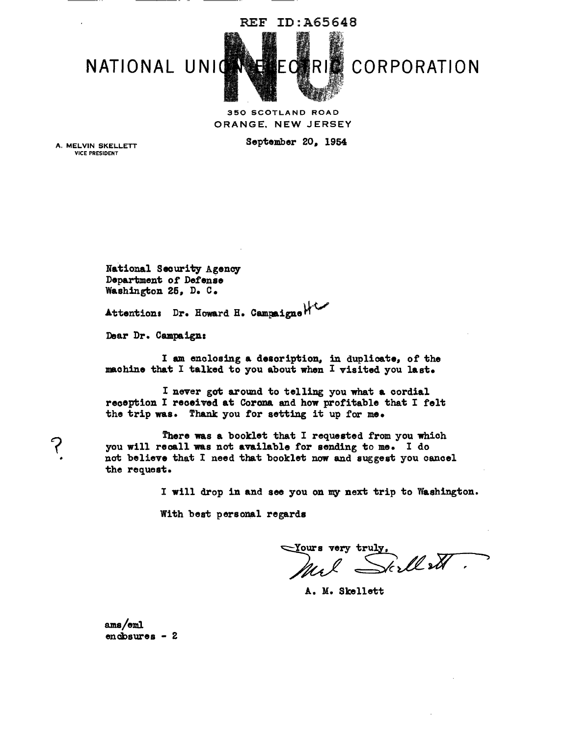REF ID:A65648

NATIONAL UNION ELECTRIC CORPORATION

350 SCOTLAND ROAD
ORANGE, NEW JERSEY

A. MELVIN SKELLETT
VICE PRESIDENT

September 20, 1954

National Security Agency
Department of Defense
Washington 25, D. C.

Attention: Dr. Howard H. Campaigne HC

Dear Dr. Campaign:

I am enclosing a description, in duplicate, of the machine that I talked to you about when I visited you last.

I never got around to telling you what a cordial reception I received at Corona and how profitable that I felt the trip was. Thank you for setting it up for me.

?

There was a booklet that I requested from you which you will recall was not available for sending to me. I do not believe that I need that booklet now and suggest you cancel the request.

I will drop in and see you on my next trip to Washington.

With best personal regards

Yours very truly,

Mel Skellett

A. M. Skellett

ams/eml
enclosures - 2